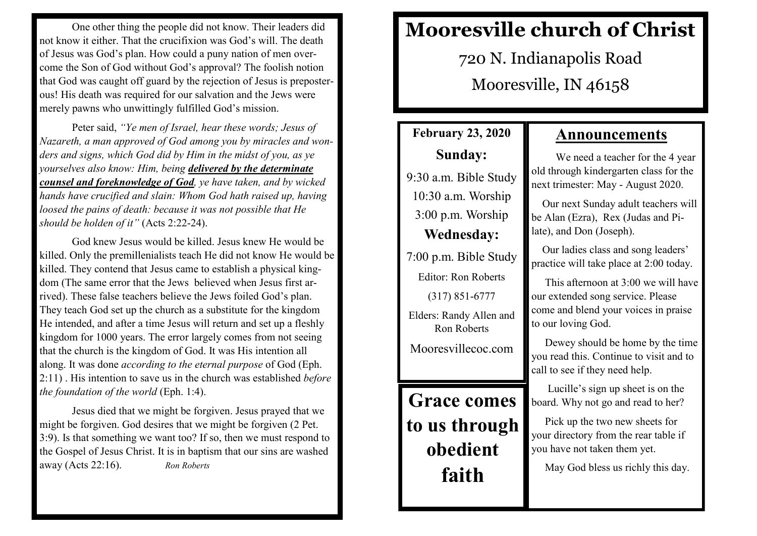One other thing the people did not know. Their leaders did not know it either. That the crucifixion was God's will. The death of Jesus was God's plan. How could a puny nation of men overcome the Son of God without God's approval? The foolish notion that God was caught off guard by the rejection of Jesus is preposterous! His death was required for our salvation and the Jews were merely pawns who unwittingly fulfilled God's mission.

Peter said, *"Ye men of Israel, hear these words; Jesus of Nazareth, a man approved of God among you by miracles and wonders and signs, which God did by Him in the midst of you, as ye yourselves also know: Him, being* ***delivered by the determinate counsel and foreknowledge of God****, ye have taken, and by wicked hands have crucified and slain: Whom God hath raised up, having loosed the pains of death: because it was not possible that He should be holden of it"* (Acts 2:22-24).

God knew Jesus would be killed. Jesus knew He would be killed. Only the premillenialists teach He did not know He would be killed. They contend that Jesus came to establish a physical kingdom (The same error that the Jews believed when Jesus first arrived). These false teachers believe the Jews foiled God's plan. They teach God set up the church as a substitute for the kingdom He intended, and after a time Jesus will return and set up a fleshly kingdom for 1000 years. The error largely comes from not seeing that the church is the kingdom of God. It was His intention all along. It was done *according to the eternal purpose* of God (Eph. 2:11) . His intention to save us in the church was established *before the foundation of the world* (Eph. 1:4).

Jesus died that we might be forgiven. Jesus prayed that we might be forgiven. God desires that we might be forgiven (2 Pet. 3:9). Is that something we want too? If so, then we must respond to the Gospel of Jesus Christ. It is in baptism that our sins are washed away (Acts 22:16). *Ron Roberts*

# Mooresville church of Christ

720 N. Indianapolis Road

Mooresville, IN 46158

**February 23, 2020**

**Sunday:**

9:30 a.m. Bible Study

10:30 a.m. Worship

3:00 p.m. Worship

**Wednesday:**

7:00 p.m. Bible Study

Editor: Ron Roberts

(317) 851-6777

Elders: Randy Allen and Ron Roberts

Mooresvillecoc.com

**Grace comes to us through obedient faith**

## Announcements

We need a teacher for the 4 year old through kindergarten class for the next trimester: May - August 2020.

Our next Sunday adult teachers will be Alan (Ezra), Rex (Judas and Pilate), and Don (Joseph).

Our ladies class and song leaders' practice will take place at 2:00 today.

This afternoon at 3:00 we will have our extended song service. Please come and blend your voices in praise to our loving God.

Dewey should be home by the time you read this. Continue to visit and to call to see if they need help.

Lucille's sign up sheet is on the board. Why not go and read to her?

Pick up the two new sheets for your directory from the rear table if you have not taken them yet.

May God bless us richly this day.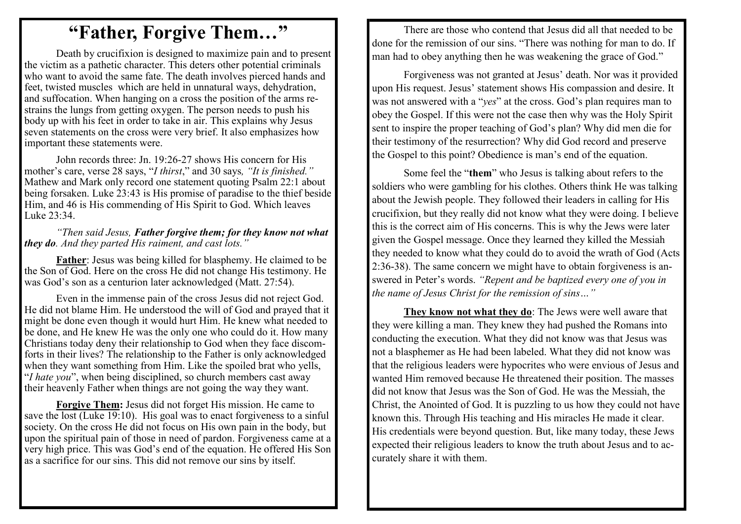# "Father, Forgive Them…"

Death by crucifixion is designed to maximize pain and to present the victim as a pathetic character. This deters other potential criminals who want to avoid the same fate. The death involves pierced hands and feet, twisted muscles which are held in unnatural ways, dehydration, and suffocation. When hanging on a cross the position of the arms restrains the lungs from getting oxygen. The person needs to push his body up with his feet in order to take in air. This explains why Jesus seven statements on the cross were very brief. It also emphasizes how important these statements were.

John records three: Jn. 19:26-27 shows His concern for His mother's care, verse 28 says, "*I thirst*," and 30 says, *"It is finished."* Mathew and Mark only record one statement quoting Psalm 22:1 about being forsaken. Luke 23:43 is His promise of paradise to the thief beside Him, and 46 is His commending of His Spirit to God. Which leaves Luke 23:34.

*"Then said Jesus, **Father forgive them; for they know not what they do**. And they parted His raiment, and cast lots."*

**Father**: Jesus was being killed for blasphemy. He claimed to be the Son of God. Here on the cross He did not change His testimony. He was God's son as a centurion later acknowledged (Matt. 27:54).

Even in the immense pain of the cross Jesus did not reject God. He did not blame Him. He understood the will of God and prayed that it might be done even though it would hurt Him. He knew what needed to be done, and He knew He was the only one who could do it. How many Christians today deny their relationship to God when they face discomforts in their lives? The relationship to the Father is only acknowledged when they want something from Him. Like the spoiled brat who yells, "*I hate you*", when being disciplined, so church members cast away their heavenly Father when things are not going the way they want.

**Forgive Them:** Jesus did not forget His mission. He came to save the lost (Luke 19:10). His goal was to enact forgiveness to a sinful society. On the cross He did not focus on His own pain in the body, but upon the spiritual pain of those in need of pardon. Forgiveness came at a very high price. This was God's end of the equation. He offered His Son as a sacrifice for our sins. This did not remove our sins by itself.

There are those who contend that Jesus did all that needed to be done for the remission of our sins. "There was nothing for man to do. If man had to obey anything then he was weakening the grace of God."

Forgiveness was not granted at Jesus' death. Nor was it provided upon His request. Jesus' statement shows His compassion and desire. It was not answered with a "*yes*" at the cross. God's plan requires man to obey the Gospel. If this were not the case then why was the Holy Spirit sent to inspire the proper teaching of God's plan? Why did men die for their testimony of the resurrection? Why did God record and preserve the Gospel to this point? Obedience is man's end of the equation.

Some feel the "**them**" who Jesus is talking about refers to the soldiers who were gambling for his clothes. Others think He was talking about the Jewish people. They followed their leaders in calling for His crucifixion, but they really did not know what they were doing. I believe this is the correct aim of His concerns. This is why the Jews were later given the Gospel message. Once they learned they killed the Messiah they needed to know what they could do to avoid the wrath of God (Acts 2:36-38). The same concern we might have to obtain forgiveness is answered in Peter's words. *"Repent and be baptized every one of you in the name of Jesus Christ for the remission of sins…"*

**They know not what they do**: The Jews were well aware that they were killing a man. They knew they had pushed the Romans into conducting the execution. What they did not know was that Jesus was not a blasphemer as He had been labeled. What they did not know was that the religious leaders were hypocrites who were envious of Jesus and wanted Him removed because He threatened their position. The masses did not know that Jesus was the Son of God. He was the Messiah, the Christ, the Anointed of God. It is puzzling to us how they could not have known this. Through His teaching and His miracles He made it clear. His credentials were beyond question. But, like many today, these Jews expected their religious leaders to know the truth about Jesus and to accurately share it with them.